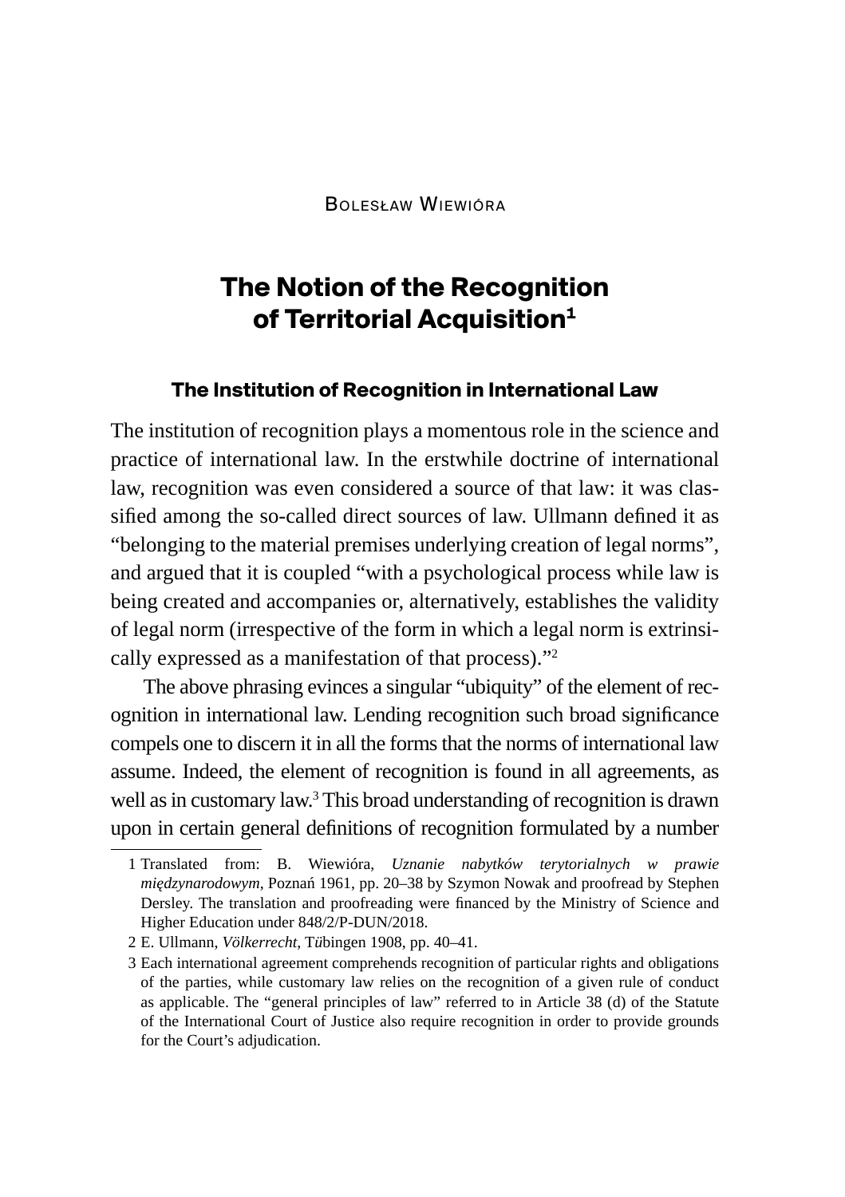Bolesław Wiewióra

# The Notion of the Recognition of Territorial Acquisition[1]

## The Institution of Recognition in International Law

The institution of recognition plays a momentous role in the science and practice of international law. In the erstwhile doctrine of international law, recognition was even considered a source of that law: it was classified among the so-called direct sources of law. Ullmann defined it as "belonging to the material premises underlying creation of legal norms", and argued that it is coupled "with a psychological process while law is being created and accompanies or, alternatively, establishes the validity of legal norm (irrespective of the form in which a legal norm is extrinsically expressed as a manifestation of that process)."[2]

The above phrasing evinces a singular "ubiquity" of the element of recognition in international law. Lending recognition such broad significance compels one to discern it in all the forms that the norms of international law assume. Indeed, the element of recognition is found in all agreements, as well as in customary law.[3] This broad understanding of recognition is drawn upon in certain general definitions of recognition formulated by a number

1 Translated from: B. Wiewióra, *Uznanie nabytków terytorialnych w prawie międzynarodowym*, Poznań 1961, pp. 20–38 by Szymon Nowak and proofread by Stephen Dersley. The translation and proofreading were financed by the Ministry of Science and Higher Education under 848/2/P-DUN/2018.

2 E. Ullmann, *Völkerrecht*, Tübingen 1908, pp. 40–41.

3 Each international agreement comprehends recognition of particular rights and obligations of the parties, while customary law relies on the recognition of a given rule of conduct as applicable. The "general principles of law" referred to in Article 38 (d) of the Statute of the International Court of Justice also require recognition in order to provide grounds for the Court's adjudication.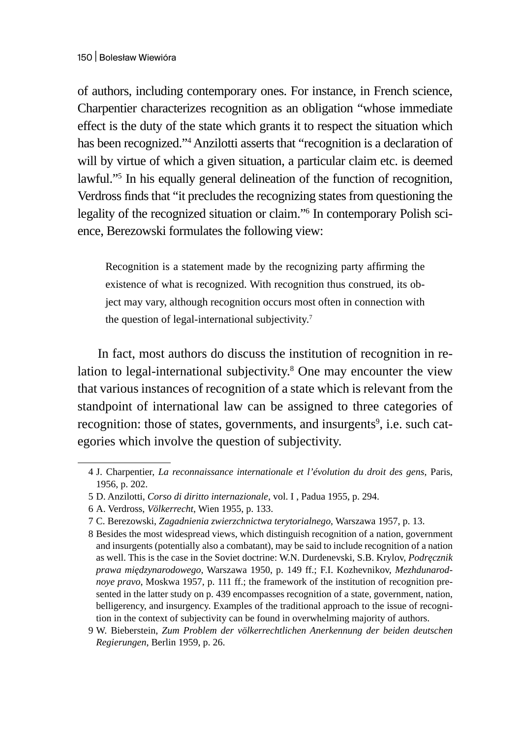of authors, including contemporary ones. For instance, in French science, Charpentier characterizes recognition as an obligation "whose immediate effect is the duty of the state which grants it to respect the situation which has been recognized."[4] Anzilotti asserts that "recognition is a declaration of will by virtue of which a given situation, a particular claim etc. is deemed lawful."[5] In his equally general delineation of the function of recognition, Verdross finds that "it precludes the recognizing states from questioning the legality of the recognized situation or claim."[6] In contemporary Polish science, Berezowski formulates the following view:

> Recognition is a statement made by the recognizing party affirming the existence of what is recognized. With recognition thus construed, its object may vary, although recognition occurs most often in connection with the question of legal-international subjectivity.[7]

In fact, most authors do discuss the institution of recognition in relation to legal-international subjectivity.[8] One may encounter the view that various instances of recognition of a state which is relevant from the standpoint of international law can be assigned to three categories of recognition: those of states, governments, and insurgents[9], i.e. such categories which involve the question of subjectivity.

---

4 J. Charpentier, *La reconnaissance internationale et l'évolution du droit des gens*, Paris, 1956, p. 202.

5 D. Anzilotti, *Corso di diritto internazionale*, vol. I , Padua 1955, p. 294.

6 A. Verdross, *Völkerrecht*, Wien 1955, p. 133.

7 C. Berezowski, *Zagadnienia zwierzchnictwa terytorialnego*, Warszawa 1957, p. 13.

8 Besides the most widespread views, which distinguish recognition of a nation, government and insurgents (potentially also a combatant), may be said to include recognition of a nation as well. This is the case in the Soviet doctrine: W.N. Durdenevski, S.B. Krylov, *Podręcznik prawa międzynarodowego*, Warszawa 1950, p. 149 ff.; F.I. Kozhevnikov, *Mezhdunarodnoye pravo*, Moskwa 1957, p. 111 ff.; the framework of the institution of recognition presented in the latter study on p. 439 encompasses recognition of a state, government, nation, belligerency, and insurgency. Examples of the traditional approach to the issue of recognition in the context of subjectivity can be found in overwhelming majority of authors.

9 W. Bieberstein, *Zum Problem der völkerrechtlichen Anerkennung der beiden deutschen Regierungen*, Berlin 1959, p. 26.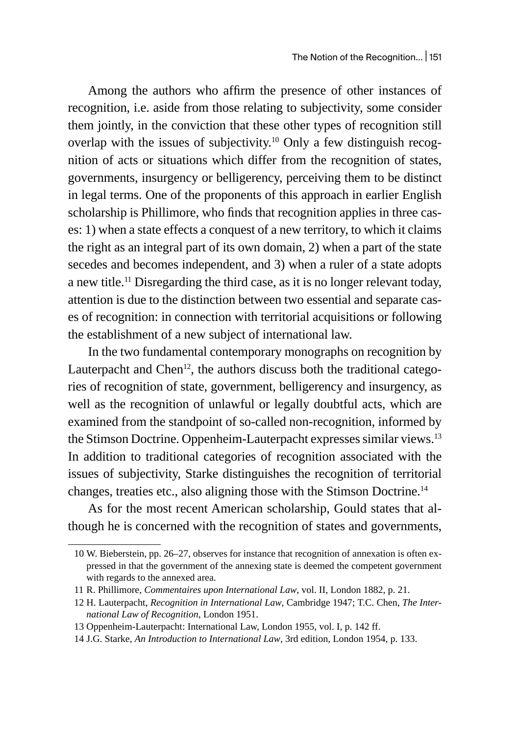Among the authors who affirm the presence of other instances of recognition, i.e. aside from those relating to subjectivity, some consider them jointly, in the conviction that these other types of recognition still overlap with the issues of subjectivity.[10] Only a few distinguish recognition of acts or situations which differ from the recognition of states, governments, insurgency or belligerency, perceiving them to be distinct in legal terms. One of the proponents of this approach in earlier English scholarship is Phillimore, who finds that recognition applies in three cases: 1) when a state effects a conquest of a new territory, to which it claims the right as an integral part of its own domain, 2) when a part of the state secedes and becomes independent, and 3) when a ruler of a state adopts a new title.[11] Disregarding the third case, as it is no longer relevant today, attention is due to the distinction between two essential and separate cases of recognition: in connection with territorial acquisitions or following the establishment of a new subject of international law.

In the two fundamental contemporary monographs on recognition by Lauterpacht and Chen[12], the authors discuss both the traditional categories of recognition of state, government, belligerency and insurgency, as well as the recognition of unlawful or legally doubtful acts, which are examined from the standpoint of so-called non-recognition, informed by the Stimson Doctrine. Oppenheim-Lauterpacht expresses similar views.[13] In addition to traditional categories of recognition associated with the issues of subjectivity, Starke distinguishes the recognition of territorial changes, treaties etc., also aligning those with the Stimson Doctrine.[14]

As for the most recent American scholarship, Gould states that although he is concerned with the recognition of states and governments,

---

10 W. Bieberstein, pp. 26–27, observes for instance that recognition of annexation is often expressed in that the government of the annexing state is deemed the competent government with regards to the annexed area.

11 R. Phillimore, *Commentaires upon International Law*, vol. II, London 1882, p. 21.

12 H. Lauterpacht, *Recognition in International Law*, Cambridge 1947; T.C. Chen, *The International Law of Recognition*, London 1951.

13 Oppenheim-Lauterpacht: International Law, London 1955, vol. I, p. 142 ff.

14 J.G. Starke, *An Introduction to International Law*, 3rd edition, London 1954, p. 133.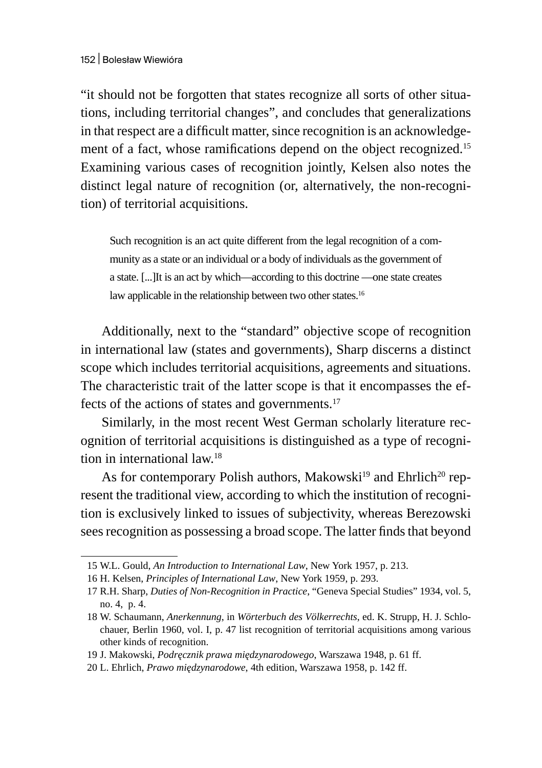"it should not be forgotten that states recognize all sorts of other situations, including territorial changes", and concludes that generalizations in that respect are a difficult matter, since recognition is an acknowledgement of a fact, whose ramifications depend on the object recognized.[15] Examining various cases of recognition jointly, Kelsen also notes the distinct legal nature of recognition (or, alternatively, the non-recognition) of territorial acquisitions.

> Such recognition is an act quite different from the legal recognition of a community as a state or an individual or a body of individuals as the government of a state. [...]It is an act by which—according to this doctrine —one state creates law applicable in the relationship between two other states.[16]

Additionally, next to the "standard" objective scope of recognition in international law (states and governments), Sharp discerns a distinct scope which includes territorial acquisitions, agreements and situations. The characteristic trait of the latter scope is that it encompasses the effects of the actions of states and governments.[17]

Similarly, in the most recent West German scholarly literature recognition of territorial acquisitions is distinguished as a type of recognition in international law.[18]

As for contemporary Polish authors, Makowski[19] and Ehrlich[20] represent the traditional view, according to which the institution of recognition is exclusively linked to issues of subjectivity, whereas Berezowski sees recognition as possessing a broad scope. The latter finds that beyond

---

15 W.L. Gould, *An Introduction to International Law*, New York 1957, p. 213.

16 H. Kelsen, *Principles of International Law*, New York 1959, p. 293.

17 R.H. Sharp, *Duties of Non-Recognition in Practice*, "Geneva Special Studies" 1934, vol. 5, no. 4, p. 4.

18 W. Schaumann, *Anerkennung*, in *Wörterbuch des Völkerrechts*, ed. K. Strupp, H. J. Schlochauer, Berlin 1960, vol. I, p. 47 list recognition of territorial acquisitions among various other kinds of recognition.

19 J. Makowski, *Podręcznik prawa międzynarodowego*, Warszawa 1948, p. 61 ff.

20 L. Ehrlich, *Prawo międzynarodowe*, 4th edition, Warszawa 1958, p. 142 ff.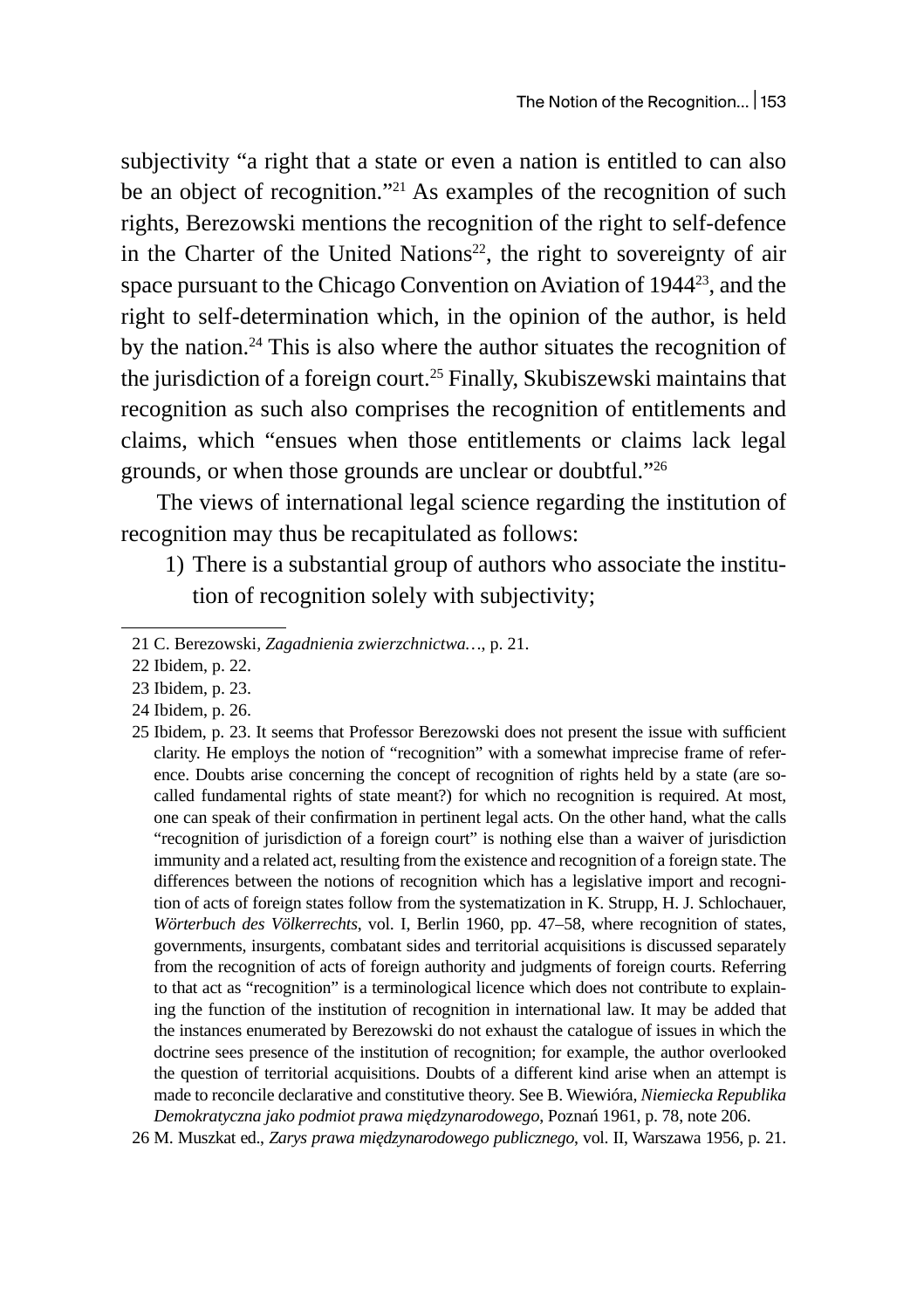subjectivity "a right that a state or even a nation is entitled to can also be an object of recognition."[21] As examples of the recognition of such rights, Berezowski mentions the recognition of the right to self-defence in the Charter of the United Nations[22], the right to sovereignty of air space pursuant to the Chicago Convention on Aviation of 1944[23], and the right to self-determination which, in the opinion of the author, is held by the nation.[24] This is also where the author situates the recognition of the jurisdiction of a foreign court.[25] Finally, Skubiszewski maintains that recognition as such also comprises the recognition of entitlements and claims, which "ensues when those entitlements or claims lack legal grounds, or when those grounds are unclear or doubtful."[26]

The views of international legal science regarding the institution of recognition may thus be recapitulated as follows:

1) There is a substantial group of authors who associate the institution of recognition solely with subjectivity;

---

21 C. Berezowski, *Zagadnienia zwierzchnictwa…*, p. 21.

22 Ibidem, p. 22.

23 Ibidem, p. 23.

24 Ibidem, p. 26.

25 Ibidem, p. 23. It seems that Professor Berezowski does not present the issue with sufficient clarity. He employs the notion of "recognition" with a somewhat imprecise frame of reference. Doubts arise concerning the concept of recognition of rights held by a state (are so-called fundamental rights of state meant?) for which no recognition is required. At most, one can speak of their confirmation in pertinent legal acts. On the other hand, what the calls "recognition of jurisdiction of a foreign court" is nothing else than a waiver of jurisdiction immunity and a related act, resulting from the existence and recognition of a foreign state. The differences between the notions of recognition which has a legislative import and recognition of acts of foreign states follow from the systematization in K. Strupp, H. J. Schlochauer, *Wörterbuch des Völkerrechts*, vol. I, Berlin 1960, pp. 47–58, where recognition of states, governments, insurgents, combatant sides and territorial acquisitions is discussed separately from the recognition of acts of foreign authority and judgments of foreign courts. Referring to that act as "recognition" is a terminological licence which does not contribute to explaining the function of the institution of recognition in international law. It may be added that the instances enumerated by Berezowski do not exhaust the catalogue of issues in which the doctrine sees presence of the institution of recognition; for example, the author overlooked the question of territorial acquisitions. Doubts of a different kind arise when an attempt is made to reconcile declarative and constitutive theory. See B. Wiewióra, *Niemiecka Republika Demokratyczna jako podmiot prawa międzynarodowego*, Poznań 1961, p. 78, note 206.

26 M. Muszkat ed., *Zarys prawa międzynarodowego publicznego*, vol. II, Warszawa 1956, p. 21.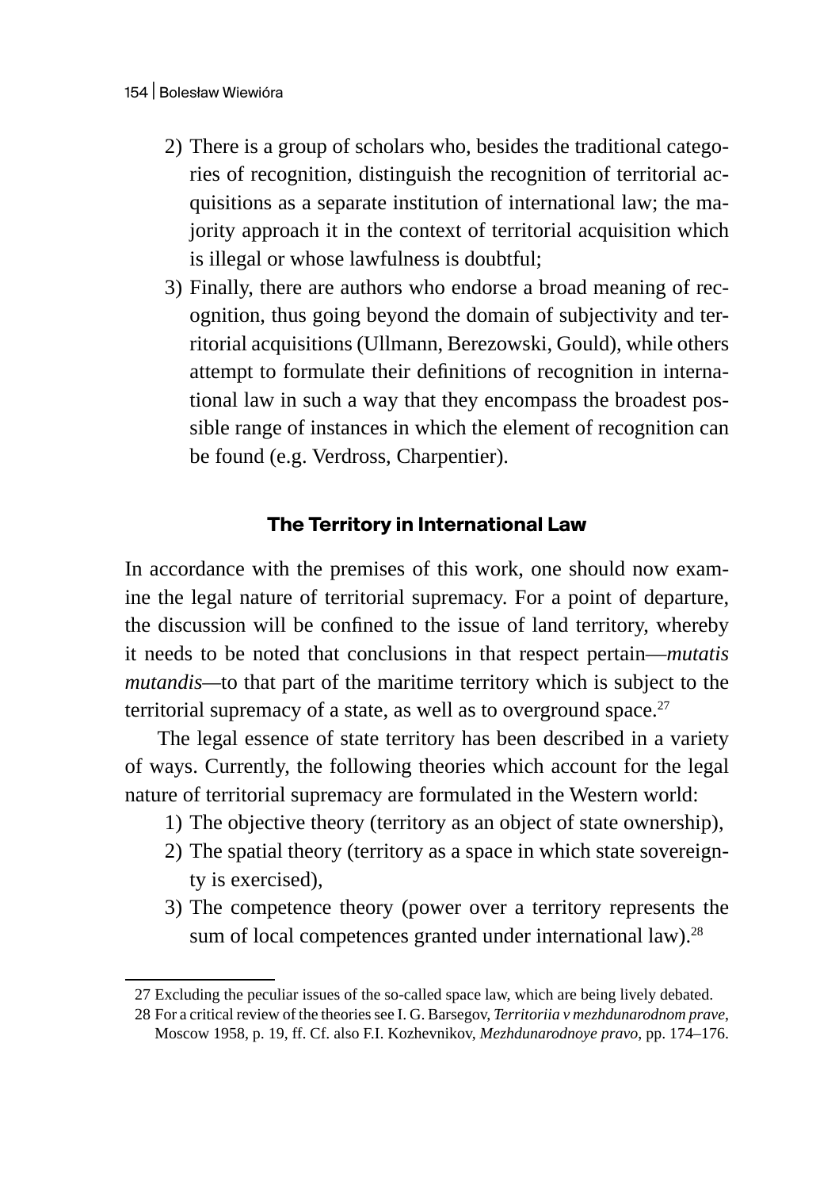2) There is a group of scholars who, besides the traditional categories of recognition, distinguish the recognition of territorial acquisitions as a separate institution of international law; the majority approach it in the context of territorial acquisition which is illegal or whose lawfulness is doubtful;
3) Finally, there are authors who endorse a broad meaning of recognition, thus going beyond the domain of subjectivity and territorial acquisitions (Ullmann, Berezowski, Gould), while others attempt to formulate their definitions of recognition in international law in such a way that they encompass the broadest possible range of instances in which the element of recognition can be found (e.g. Verdross, Charpentier).

## The Territory in International Law

In accordance with the premises of this work, one should now examine the legal nature of territorial supremacy. For a point of departure, the discussion will be confined to the issue of land territory, whereby it needs to be noted that conclusions in that respect pertain—*mutatis mutandis*—to that part of the maritime territory which is subject to the territorial supremacy of a state, as well as to overground space.[27]

The legal essence of state territory has been described in a variety of ways. Currently, the following theories which account for the legal nature of territorial supremacy are formulated in the Western world:

1) The objective theory (territory as an object of state ownership),
2) The spatial theory (territory as a space in which state sovereignty is exercised),
3) The competence theory (power over a territory represents the sum of local competences granted under international law).[28]

---

27 Excluding the peculiar issues of the so-called space law, which are being lively debated.

28 For a critical review of the theories see I. G. Barsegov, *Territoriia v mezhdunarodnom prave*, Moscow 1958, p. 19, ff. Cf. also F.I. Kozhevnikov, *Mezhdunarodnoye pravo*, pp. 174–176.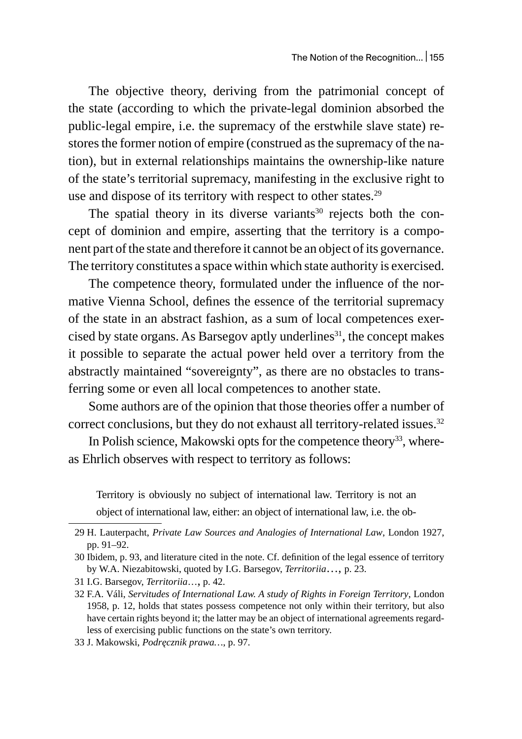The objective theory, deriving from the patrimonial concept of the state (according to which the private-legal dominion absorbed the public-legal empire, i.e. the supremacy of the erstwhile slave state) restores the former notion of empire (construed as the supremacy of the nation), but in external relationships maintains the ownership-like nature of the state's territorial supremacy, manifesting in the exclusive right to use and dispose of its territory with respect to other states.[29]

The spatial theory in its diverse variants[30] rejects both the concept of dominion and empire, asserting that the territory is a component part of the state and therefore it cannot be an object of its governance. The territory constitutes a space within which state authority is exercised.

The competence theory, formulated under the influence of the normative Vienna School, defines the essence of the territorial supremacy of the state in an abstract fashion, as a sum of local competences exercised by state organs. As Barsegov aptly underlines[31], the concept makes it possible to separate the actual power held over a territory from the abstractly maintained "sovereignty", as there are no obstacles to transferring some or even all local competences to another state.

Some authors are of the opinion that those theories offer a number of correct conclusions, but they do not exhaust all territory-related issues.[32]

In Polish science, Makowski opts for the competence theory[33], whereas Ehrlich observes with respect to territory as follows:

> Territory is obviously no subject of international law. Territory is not an object of international law, either: an object of international law, i.e. the ob-

---

29 H. Lauterpacht, *Private Law Sources and Analogies of International Law*, London 1927, pp. 91–92.

30 Ibidem, p. 93, and literature cited in the note. Cf. definition of the legal essence of territory by W.A. Niezabitowski, quoted by I.G. Barsegov, *Territoriia*…, p. 23.

31 I.G. Barsegov, *Territoriia*…, p. 42.

32 F.A. Váli, *Servitudes of International Law. A study of Rights in Foreign Territory*, London 1958, p. 12, holds that states possess competence not only within their territory, but also have certain rights beyond it; the latter may be an object of international agreements regardless of exercising public functions on the state's own territory.

33 J. Makowski, *Podręcznik prawa…*, p. 97.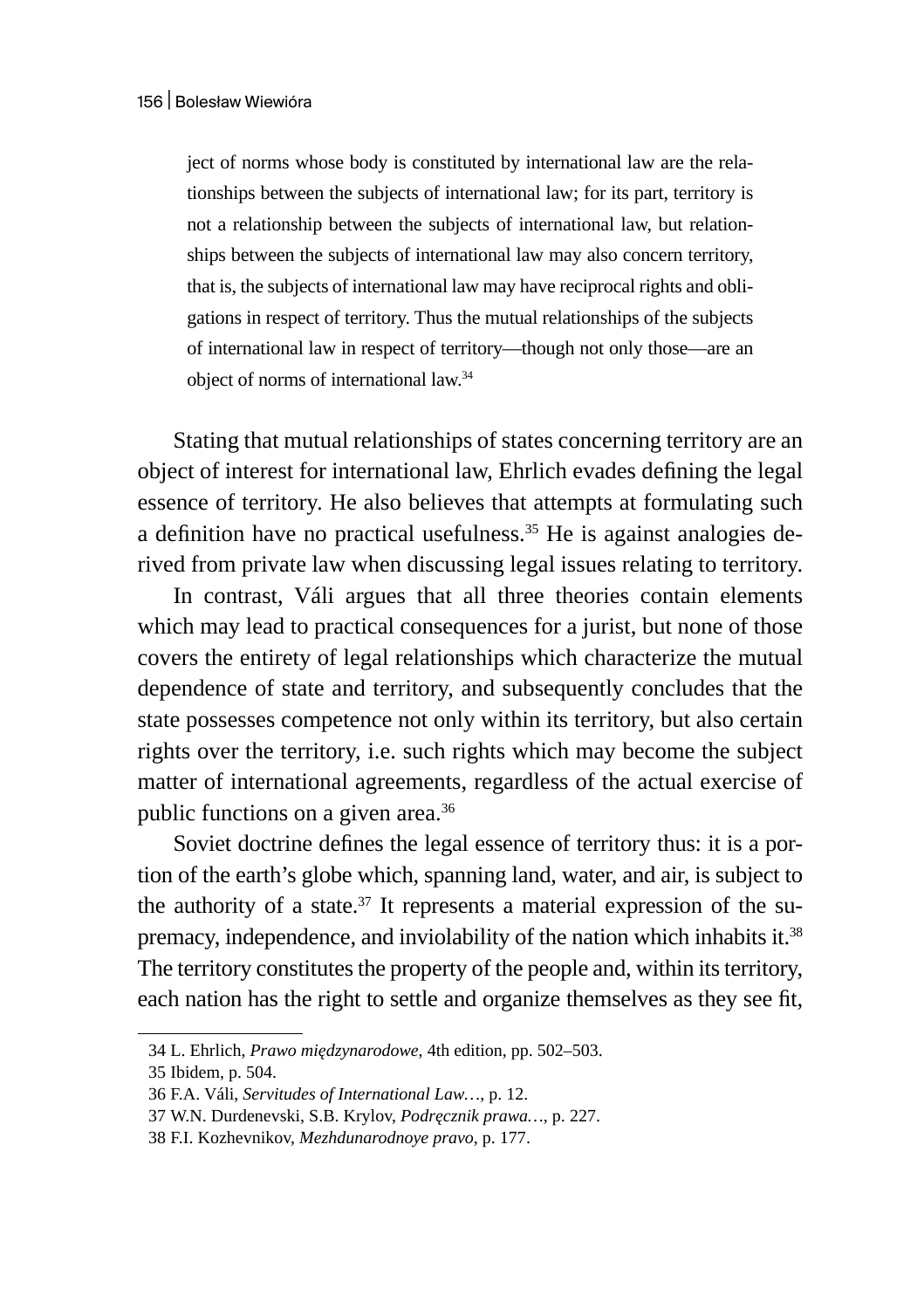> ject of norms whose body is constituted by international law are the relationships between the subjects of international law; for its part, territory is not a relationship between the subjects of international law, but relationships between the subjects of international law may also concern territory, that is, the subjects of international law may have reciprocal rights and obligations in respect of territory. Thus the mutual relationships of the subjects of international law in respect of territory—though not only those—are an object of norms of international law.[34]

Stating that mutual relationships of states concerning territory are an object of interest for international law, Ehrlich evades defining the legal essence of territory. He also believes that attempts at formulating such a definition have no practical usefulness.[35] He is against analogies derived from private law when discussing legal issues relating to territory.

In contrast, Váli argues that all three theories contain elements which may lead to practical consequences for a jurist, but none of those covers the entirety of legal relationships which characterize the mutual dependence of state and territory, and subsequently concludes that the state possesses competence not only within its territory, but also certain rights over the territory, i.e. such rights which may become the subject matter of international agreements, regardless of the actual exercise of public functions on a given area.[36]

Soviet doctrine defines the legal essence of territory thus: it is a portion of the earth's globe which, spanning land, water, and air, is subject to the authority of a state.[37] It represents a material expression of the supremacy, independence, and inviolability of the nation which inhabits it.[38] The territory constitutes the property of the people and, within its territory, each nation has the right to settle and organize themselves as they see fit,

---

34 L. Ehrlich, *Prawo międzynarodowe*, 4th edition, pp. 502–503.

35 Ibidem, p. 504.

36 F.A. Váli, *Servitudes of International Law…*, p. 12.

37 W.N. Durdenevski, S.B. Krylov, *Podręcznik prawa…*, p. 227.

38 F.I. Kozhevnikov, *Mezhdunarodnoye pravo*, p. 177.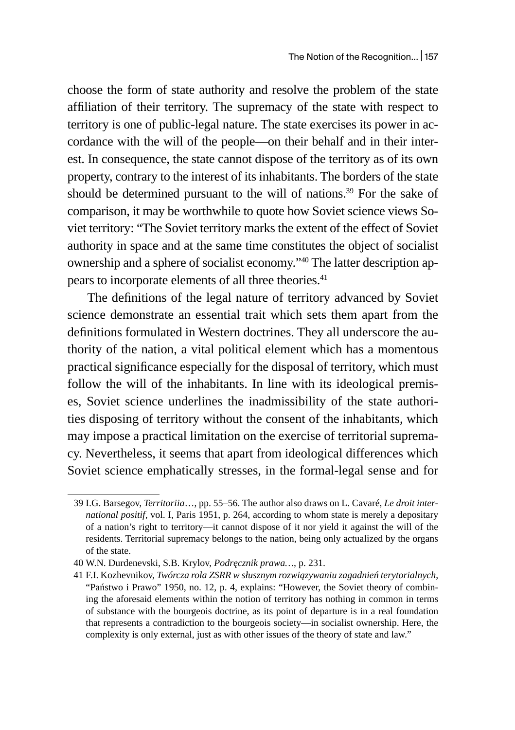choose the form of state authority and resolve the problem of the state affiliation of their territory. The supremacy of the state with respect to territory is one of public-legal nature. The state exercises its power in accordance with the will of the people—on their behalf and in their interest. In consequence, the state cannot dispose of the territory as of its own property, contrary to the interest of its inhabitants. The borders of the state should be determined pursuant to the will of nations.[39] For the sake of comparison, it may be worthwhile to quote how Soviet science views Soviet territory: "The Soviet territory marks the extent of the effect of Soviet authority in space and at the same time constitutes the object of socialist ownership and a sphere of socialist economy."[40] The latter description appears to incorporate elements of all three theories.[41]

The definitions of the legal nature of territory advanced by Soviet science demonstrate an essential trait which sets them apart from the definitions formulated in Western doctrines. They all underscore the authority of the nation, a vital political element which has a momentous practical significance especially for the disposal of territory, which must follow the will of the inhabitants. In line with its ideological premises, Soviet science underlines the inadmissibility of the state authorities disposing of territory without the consent of the inhabitants, which may impose a practical limitation on the exercise of territorial supremacy. Nevertheless, it seems that apart from ideological differences which Soviet science emphatically stresses, in the formal-legal sense and for

---

39 I.G. Barsegov, *Territoriia…*, pp. 55–56. The author also draws on L. Cavaré, *Le droit international positif*, vol. I, Paris 1951, p. 264, according to whom state is merely a depositary of a nation's right to territory—it cannot dispose of it nor yield it against the will of the residents. Territorial supremacy belongs to the nation, being only actualized by the organs of the state.

40 W.N. Durdenevski, S.B. Krylov, *Podręcznik prawa…*, p. 231.

41 F.I. Kozhevnikov, *Twórcza rola ZSRR w słusznym rozwiązywaniu zagadnień terytorialnych*, "Państwo i Prawo" 1950, no. 12, p. 4, explains: "However, the Soviet theory of combining the aforesaid elements within the notion of territory has nothing in common in terms of substance with the bourgeois doctrine, as its point of departure is in a real foundation that represents a contradiction to the bourgeois society—in socialist ownership. Here, the complexity is only external, just as with other issues of the theory of state and law."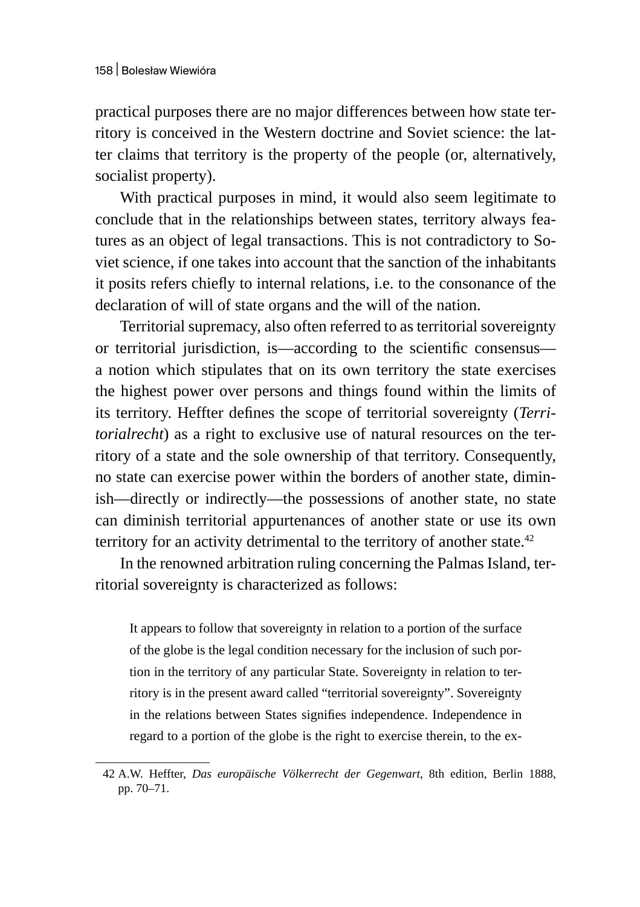practical purposes there are no major differences between how state territory is conceived in the Western doctrine and Soviet science: the latter claims that territory is the property of the people (or, alternatively, socialist property).

With practical purposes in mind, it would also seem legitimate to conclude that in the relationships between states, territory always features as an object of legal transactions. This is not contradictory to Soviet science, if one takes into account that the sanction of the inhabitants it posits refers chiefly to internal relations, i.e. to the consonance of the declaration of will of state organs and the will of the nation.

Territorial supremacy, also often referred to as territorial sovereignty or territorial jurisdiction, is—according to the scientific consensus—a notion which stipulates that on its own territory the state exercises the highest power over persons and things found within the limits of its territory. Heffter defines the scope of territorial sovereignty (*Territorialrecht*) as a right to exclusive use of natural resources on the territory of a state and the sole ownership of that territory. Consequently, no state can exercise power within the borders of another state, diminish—directly or indirectly—the possessions of another state, no state can diminish territorial appurtenances of another state or use its own territory for an activity detrimental to the territory of another state.[42]

In the renowned arbitration ruling concerning the Palmas Island, territorial sovereignty is characterized as follows:

> It appears to follow that sovereignty in relation to a portion of the surface of the globe is the legal condition necessary for the inclusion of such portion in the territory of any particular State. Sovereignty in relation to territory is in the present award called "territorial sovereignty". Sovereignty in the relations between States signifies independence. Independence in regard to a portion of the globe is the right to exercise therein, to the ex-

---

42 A.W. Heffter, *Das europäische Völkerrecht der Gegenwart*, 8th edition, Berlin 1888, pp. 70–71.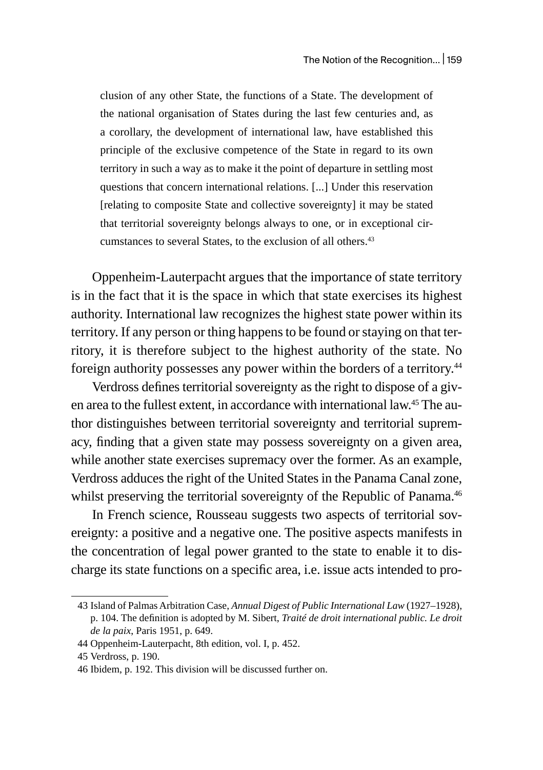> clusion of any other State, the functions of a State. The development of the national organisation of States during the last few centuries and, as a corollary, the development of international law, have established this principle of the exclusive competence of the State in regard to its own territory in such a way as to make it the point of departure in settling most questions that concern international relations. [...] Under this reservation [relating to composite State and collective sovereignty] it may be stated that territorial sovereignty belongs always to one, or in exceptional circumstances to several States, to the exclusion of all others.[43]

Oppenheim-Lauterpacht argues that the importance of state territory is in the fact that it is the space in which that state exercises its highest authority. International law recognizes the highest state power within its territory. If any person or thing happens to be found or staying on that territory, it is therefore subject to the highest authority of the state. No foreign authority possesses any power within the borders of a territory.[44]

Verdross defines territorial sovereignty as the right to dispose of a given area to the fullest extent, in accordance with international law.[45] The author distinguishes between territorial sovereignty and territorial supremacy, finding that a given state may possess sovereignty on a given area, while another state exercises supremacy over the former. As an example, Verdross adduces the right of the United States in the Panama Canal zone, whilst preserving the territorial sovereignty of the Republic of Panama.[46]

In French science, Rousseau suggests two aspects of territorial sovereignty: a positive and a negative one. The positive aspects manifests in the concentration of legal power granted to the state to enable it to discharge its state functions on a specific area, i.e. issue acts intended to pro-

---

43 Island of Palmas Arbitration Case, *Annual Digest of Public International Law* (1927–1928), p. 104. The definition is adopted by M. Sibert, *Traité de droit international public. Le droit de la paix*, Paris 1951, p. 649.

44 Oppenheim-Lauterpacht, 8th edition, vol. I, p. 452.

45 Verdross, p. 190.

46 Ibidem, p. 192. This division will be discussed further on.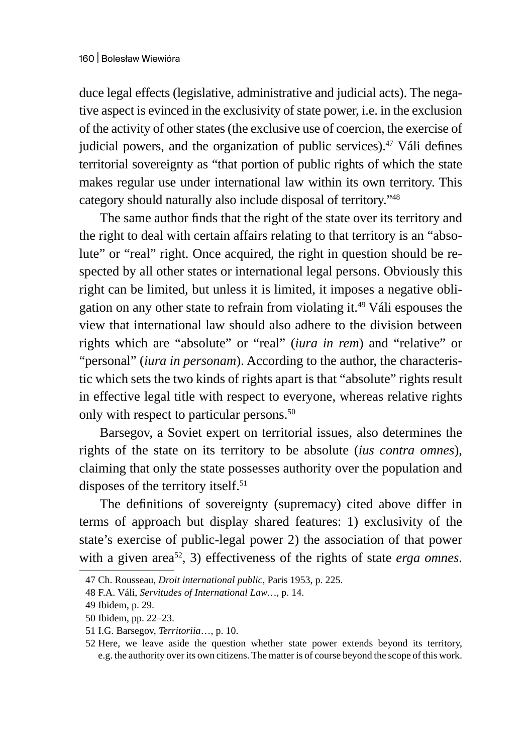duce legal effects (legislative, administrative and judicial acts). The negative aspect is evinced in the exclusivity of state power, i.e. in the exclusion of the activity of other states (the exclusive use of coercion, the exercise of judicial powers, and the organization of public services).[47] Váli defines territorial sovereignty as "that portion of public rights of which the state makes regular use under international law within its own territory. This category should naturally also include disposal of territory."[48]

The same author finds that the right of the state over its territory and the right to deal with certain affairs relating to that territory is an "absolute" or "real" right. Once acquired, the right in question should be respected by all other states or international legal persons. Obviously this right can be limited, but unless it is limited, it imposes a negative obligation on any other state to refrain from violating it.[49] Váli espouses the view that international law should also adhere to the division between rights which are "absolute" or "real" (*iura in rem*) and "relative" or "personal" (*iura in personam*). According to the author, the characteristic which sets the two kinds of rights apart is that "absolute" rights result in effective legal title with respect to everyone, whereas relative rights only with respect to particular persons.[50]

Barsegov, a Soviet expert on territorial issues, also determines the rights of the state on its territory to be absolute (*ius contra omnes*), claiming that only the state possesses authority over the population and disposes of the territory itself.[51]

The definitions of sovereignty (supremacy) cited above differ in terms of approach but display shared features: 1) exclusivity of the state's exercise of public-legal power 2) the association of that power with a given area[52], 3) effectiveness of the rights of state *erga omnes*.

47 Ch. Rousseau, *Droit international public*, Paris 1953, p. 225.

48 F.A. Váli, *Servitudes of International Law…*, p. 14.

49 Ibidem, p. 29.

50 Ibidem, pp. 22–23.

51 I.G. Barsegov, *Territoriia*…, p. 10.

52 Here, we leave aside the question whether state power extends beyond its territory, e.g. the authority over its own citizens. The matter is of course beyond the scope of this work.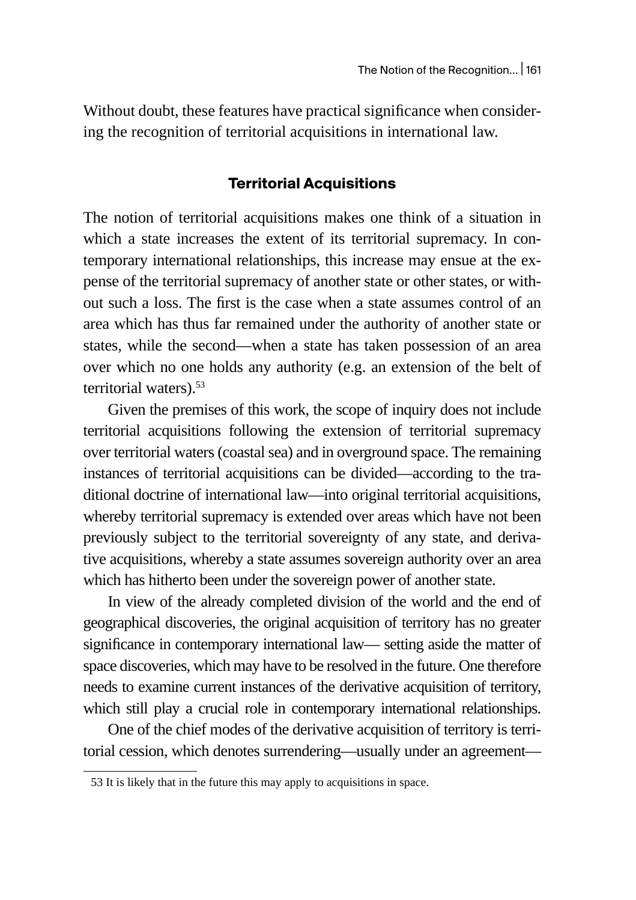Without doubt, these features have practical significance when considering the recognition of territorial acquisitions in international law.

## Territorial Acquisitions

The notion of territorial acquisitions makes one think of a situation in which a state increases the extent of its territorial supremacy. In contemporary international relationships, this increase may ensue at the expense of the territorial supremacy of another state or other states, or without such a loss. The first is the case when a state assumes control of an area which has thus far remained under the authority of another state or states, while the second—when a state has taken possession of an area over which no one holds any authority (e.g. an extension of the belt of territorial waters).[53]

Given the premises of this work, the scope of inquiry does not include territorial acquisitions following the extension of territorial supremacy over territorial waters (coastal sea) and in overground space. The remaining instances of territorial acquisitions can be divided—according to the traditional doctrine of international law—into original territorial acquisitions, whereby territorial supremacy is extended over areas which have not been previously subject to the territorial sovereignty of any state, and derivative acquisitions, whereby a state assumes sovereign authority over an area which has hitherto been under the sovereign power of another state.

In view of the already completed division of the world and the end of geographical discoveries, the original acquisition of territory has no greater significance in contemporary international law— setting aside the matter of space discoveries, which may have to be resolved in the future. One therefore needs to examine current instances of the derivative acquisition of territory, which still play a crucial role in contemporary international relationships.

One of the chief modes of the derivative acquisition of territory is territorial cession, which denotes surrendering—usually under an agreement—

53 It is likely that in the future this may apply to acquisitions in space.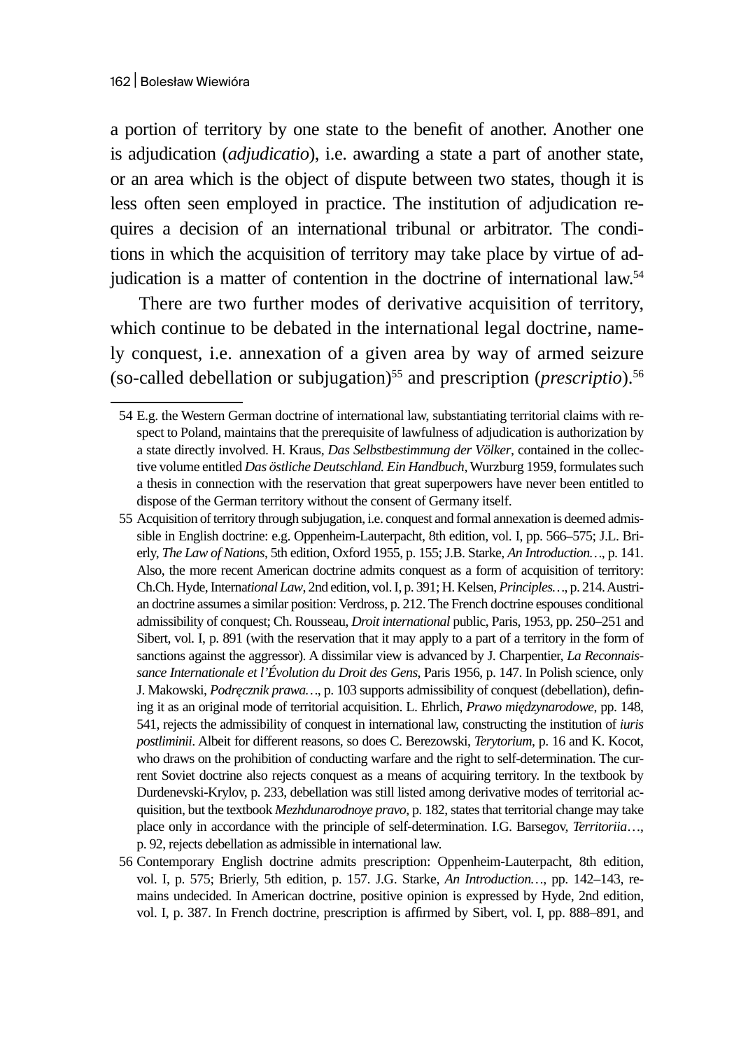a portion of territory by one state to the benefit of another. Another one is adjudication (*adjudicatio*), i.e. awarding a state a part of another state, or an area which is the object of dispute between two states, though it is less often seen employed in practice. The institution of adjudication requires a decision of an international tribunal or arbitrator. The conditions in which the acquisition of territory may take place by virtue of adjudication is a matter of contention in the doctrine of international law.[54]

There are two further modes of derivative acquisition of territory, which continue to be debated in the international legal doctrine, namely conquest, i.e. annexation of a given area by way of armed seizure (so-called debellation or subjugation)[55] and prescription (*prescriptio*).[56]

---

54 E.g. the Western German doctrine of international law, substantiating territorial claims with respect to Poland, maintains that the prerequisite of lawfulness of adjudication is authorization by a state directly involved. H. Kraus, *Das Selbstbestimmung der Völker*, contained in the collective volume entitled *Das östliche Deutschland. Ein Handbuch*, Wurzburg 1959, formulates such a thesis in connection with the reservation that great superpowers have never been entitled to dispose of the German territory without the consent of Germany itself.

55 Acquisition of territory through subjugation, i.e. conquest and formal annexation is deemed admissible in English doctrine: e.g. Oppenheim-Lauterpacht, 8th edition, vol. I, pp. 566–575; J.L. Brierly, *The Law of Nations*, 5th edition, Oxford 1955, p. 155; J.B. Starke, *An Introduction…*, p. 141. Also, the more recent American doctrine admits conquest as a form of acquisition of territory: Ch.Ch. Hyde, Intern*ational Law*, 2nd edition, vol. I, p. 391; H. Kelsen, *Principles…*, p. 214. Austrian doctrine assumes a similar position: Verdross, p. 212. The French doctrine espouses conditional admissibility of conquest; Ch. Rousseau, *Droit international* public, Paris, 1953, pp. 250–251 and Sibert, vol. I, p. 891 (with the reservation that it may apply to a part of a territory in the form of sanctions against the aggressor). A dissimilar view is advanced by J. Charpentier, *La Reconnaissance Internationale et l'Évolution du Droit des Gens*, Paris 1956, p. 147. In Polish science, only J. Makowski, *Podręcznik prawa…*, p. 103 supports admissibility of conquest (debellation), defining it as an original mode of territorial acquisition. L. Ehrlich, *Prawo międzynarodowe*, pp. 148, 541, rejects the admissibility of conquest in international law, constructing the institution of *iuris postliminii*. Albeit for different reasons, so does C. Berezowski, *Terytorium*, p. 16 and K. Kocot, who draws on the prohibition of conducting warfare and the right to self-determination. The current Soviet doctrine also rejects conquest as a means of acquiring territory. In the textbook by Durdenevski-Krylov, p. 233, debellation was still listed among derivative modes of territorial acquisition, but the textbook *Mezhdunarodnoye pravo*, p. 182, states that territorial change may take place only in accordance with the principle of self-determination. I.G. Barsegov, *Territoriia…*, p. 92, rejects debellation as admissible in international law.

56 Contemporary English doctrine admits prescription: Oppenheim-Lauterpacht, 8th edition, vol. I, p. 575; Brierly, 5th edition, p. 157. J.G. Starke, *An Introduction…*, pp. 142–143, remains undecided. In American doctrine, positive opinion is expressed by Hyde, 2nd edition, vol. I, p. 387. In French doctrine, prescription is affirmed by Sibert, vol. I, pp. 888–891, and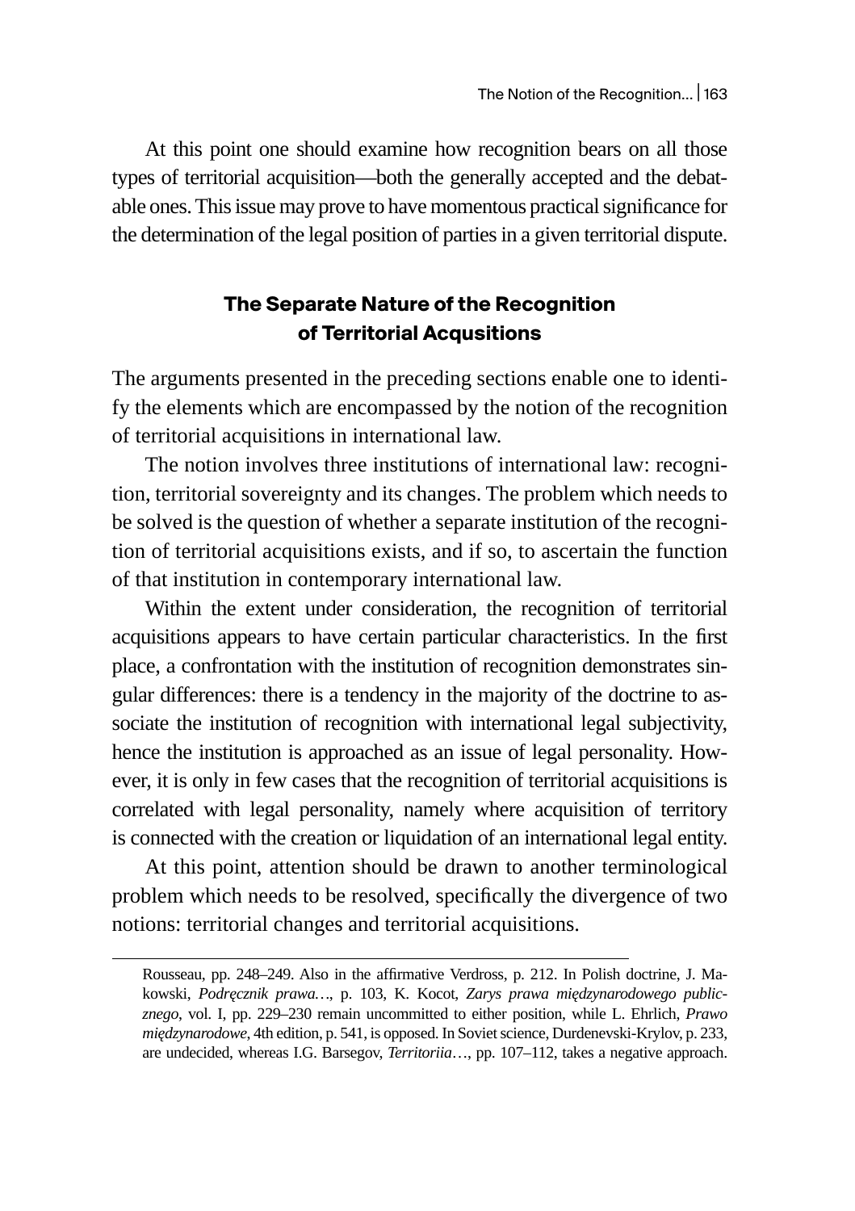At this point one should examine how recognition bears on all those types of territorial acquisition—both the generally accepted and the debatable ones. This issue may prove to have momentous practical significance for the determination of the legal position of parties in a given territorial dispute.

## The Separate Nature of the Recognition of Territorial Acqusitions

The arguments presented in the preceding sections enable one to identify the elements which are encompassed by the notion of the recognition of territorial acquisitions in international law.

The notion involves three institutions of international law: recognition, territorial sovereignty and its changes. The problem which needs to be solved is the question of whether a separate institution of the recognition of territorial acquisitions exists, and if so, to ascertain the function of that institution in contemporary international law.

Within the extent under consideration, the recognition of territorial acquisitions appears to have certain particular characteristics. In the first place, a confrontation with the institution of recognition demonstrates singular differences: there is a tendency in the majority of the doctrine to associate the institution of recognition with international legal subjectivity, hence the institution is approached as an issue of legal personality. However, it is only in few cases that the recognition of territorial acquisitions is correlated with legal personality, namely where acquisition of territory is connected with the creation or liquidation of an international legal entity.

At this point, attention should be drawn to another terminological problem which needs to be resolved, specifically the divergence of two notions: territorial changes and territorial acquisitions.

---

Rousseau, pp. 248–249. Also in the affirmative Verdross, p. 212. In Polish doctrine, J. Makowski, *Podręcznik prawa…*, p. 103, K. Kocot, *Zarys prawa międzynarodowego publicznego*, vol. I, pp. 229–230 remain uncommitted to either position, while L. Ehrlich, *Prawo międzynarodowe*, 4th edition, p. 541, is opposed. In Soviet science, Durdenevski-Krylov, p. 233, are undecided, whereas I.G. Barsegov, *Territoriia…*, pp. 107–112, takes a negative approach.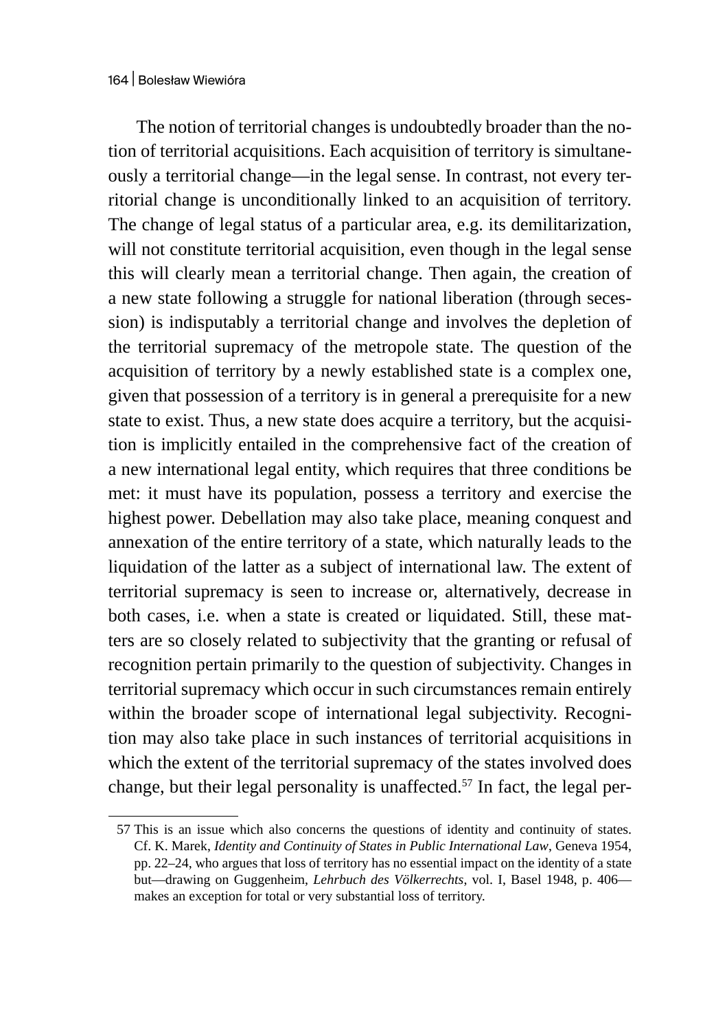The notion of territorial changes is undoubtedly broader than the notion of territorial acquisitions. Each acquisition of territory is simultaneously a territorial change—in the legal sense. In contrast, not every territorial change is unconditionally linked to an acquisition of territory. The change of legal status of a particular area, e.g. its demilitarization, will not constitute territorial acquisition, even though in the legal sense this will clearly mean a territorial change. Then again, the creation of a new state following a struggle for national liberation (through secession) is indisputably a territorial change and involves the depletion of the territorial supremacy of the metropole state. The question of the acquisition of territory by a newly established state is a complex one, given that possession of a territory is in general a prerequisite for a new state to exist. Thus, a new state does acquire a territory, but the acquisition is implicitly entailed in the comprehensive fact of the creation of a new international legal entity, which requires that three conditions be met: it must have its population, possess a territory and exercise the highest power. Debellation may also take place, meaning conquest and annexation of the entire territory of a state, which naturally leads to the liquidation of the latter as a subject of international law. The extent of territorial supremacy is seen to increase or, alternatively, decrease in both cases, i.e. when a state is created or liquidated. Still, these matters are so closely related to subjectivity that the granting or refusal of recognition pertain primarily to the question of subjectivity. Changes in territorial supremacy which occur in such circumstances remain entirely within the broader scope of international legal subjectivity. Recognition may also take place in such instances of territorial acquisitions in which the extent of the territorial supremacy of the states involved does change, but their legal personality is unaffected.[57] In fact, the legal per-

---

57 This is an issue which also concerns the questions of identity and continuity of states. Cf. K. Marek, *Identity and Continuity of States in Public International Law*, Geneva 1954, pp. 22–24, who argues that loss of territory has no essential impact on the identity of a state but—drawing on Guggenheim, *Lehrbuch des Völkerrechts*, vol. I, Basel 1948, p. 406—makes an exception for total or very substantial loss of territory.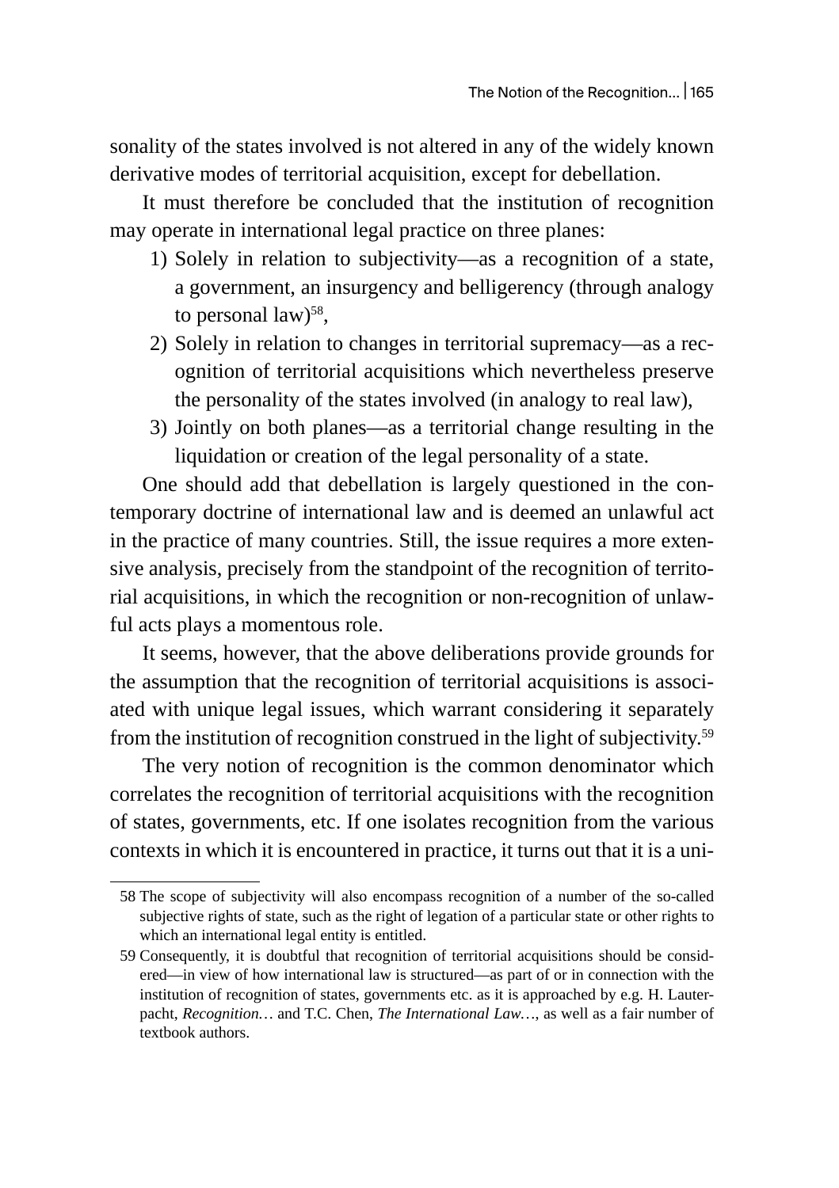sonality of the states involved is not altered in any of the widely known derivative modes of territorial acquisition, except for debellation.

It must therefore be concluded that the institution of recognition may operate in international legal practice on three planes:

1) Solely in relation to subjectivity—as a recognition of a state, a government, an insurgency and belligerency (through analogy to personal law)[58],
2) Solely in relation to changes in territorial supremacy—as a recognition of territorial acquisitions which nevertheless preserve the personality of the states involved (in analogy to real law),
3) Jointly on both planes—as a territorial change resulting in the liquidation or creation of the legal personality of a state.

One should add that debellation is largely questioned in the contemporary doctrine of international law and is deemed an unlawful act in the practice of many countries. Still, the issue requires a more extensive analysis, precisely from the standpoint of the recognition of territorial acquisitions, in which the recognition or non-recognition of unlawful acts plays a momentous role.

It seems, however, that the above deliberations provide grounds for the assumption that the recognition of territorial acquisitions is associated with unique legal issues, which warrant considering it separately from the institution of recognition construed in the light of subjectivity.[59]

The very notion of recognition is the common denominator which correlates the recognition of territorial acquisitions with the recognition of states, governments, etc. If one isolates recognition from the various contexts in which it is encountered in practice, it turns out that it is a uni-

---

58 The scope of subjectivity will also encompass recognition of a number of the so-called subjective rights of state, such as the right of legation of a particular state or other rights to which an international legal entity is entitled.

59 Consequently, it is doubtful that recognition of territorial acquisitions should be considered—in view of how international law is structured—as part of or in connection with the institution of recognition of states, governments etc. as it is approached by e.g. H. Lauterpacht, *Recognition…* and T.C. Chen, *The International Law…*, as well as a fair number of textbook authors.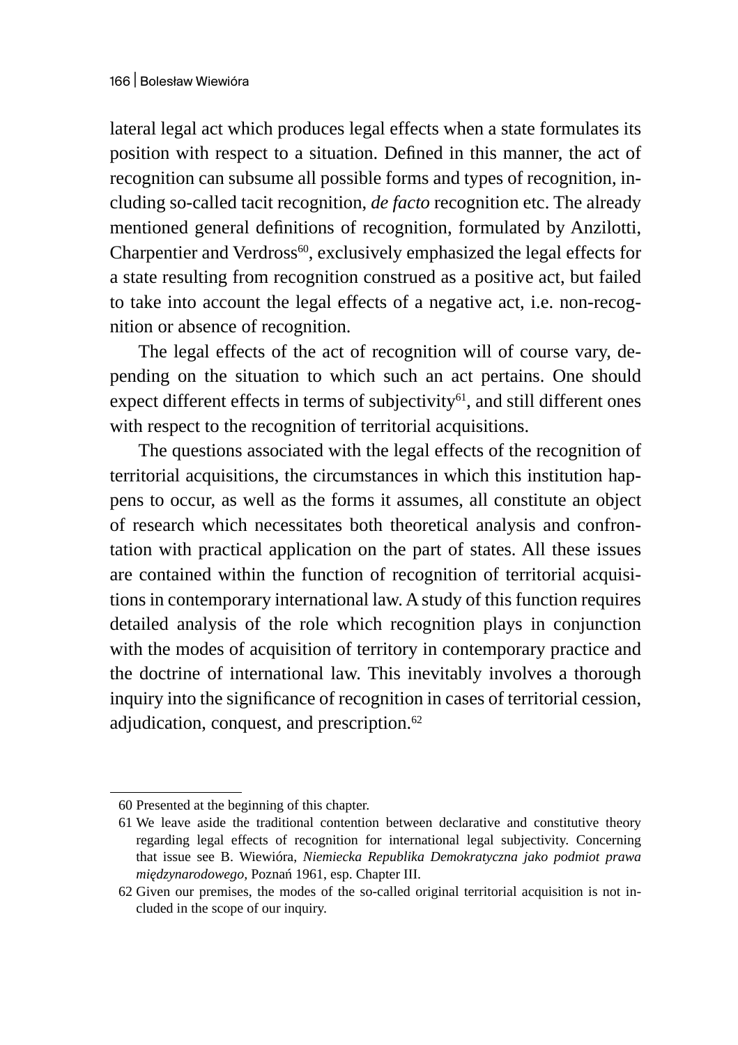lateral legal act which produces legal effects when a state formulates its position with respect to a situation. Defined in this manner, the act of recognition can subsume all possible forms and types of recognition, including so-called tacit recognition, *de facto* recognition etc. The already mentioned general definitions of recognition, formulated by Anzilotti, Charpentier and Verdross[60], exclusively emphasized the legal effects for a state resulting from recognition construed as a positive act, but failed to take into account the legal effects of a negative act, i.e. non-recognition or absence of recognition.

The legal effects of the act of recognition will of course vary, depending on the situation to which such an act pertains. One should expect different effects in terms of subjectivity[61], and still different ones with respect to the recognition of territorial acquisitions.

The questions associated with the legal effects of the recognition of territorial acquisitions, the circumstances in which this institution happens to occur, as well as the forms it assumes, all constitute an object of research which necessitates both theoretical analysis and confrontation with practical application on the part of states. All these issues are contained within the function of recognition of territorial acquisitions in contemporary international law. A study of this function requires detailed analysis of the role which recognition plays in conjunction with the modes of acquisition of territory in contemporary practice and the doctrine of international law. This inevitably involves a thorough inquiry into the significance of recognition in cases of territorial cession, adjudication, conquest, and prescription.[62]

---

60 Presented at the beginning of this chapter.

61 We leave aside the traditional contention between declarative and constitutive theory regarding legal effects of recognition for international legal subjectivity. Concerning that issue see B. Wiewióra, *Niemiecka Republika Demokratyczna jako podmiot prawa międzynarodowego*, Poznań 1961, esp. Chapter III.

62 Given our premises, the modes of the so-called original territorial acquisition is not included in the scope of our inquiry.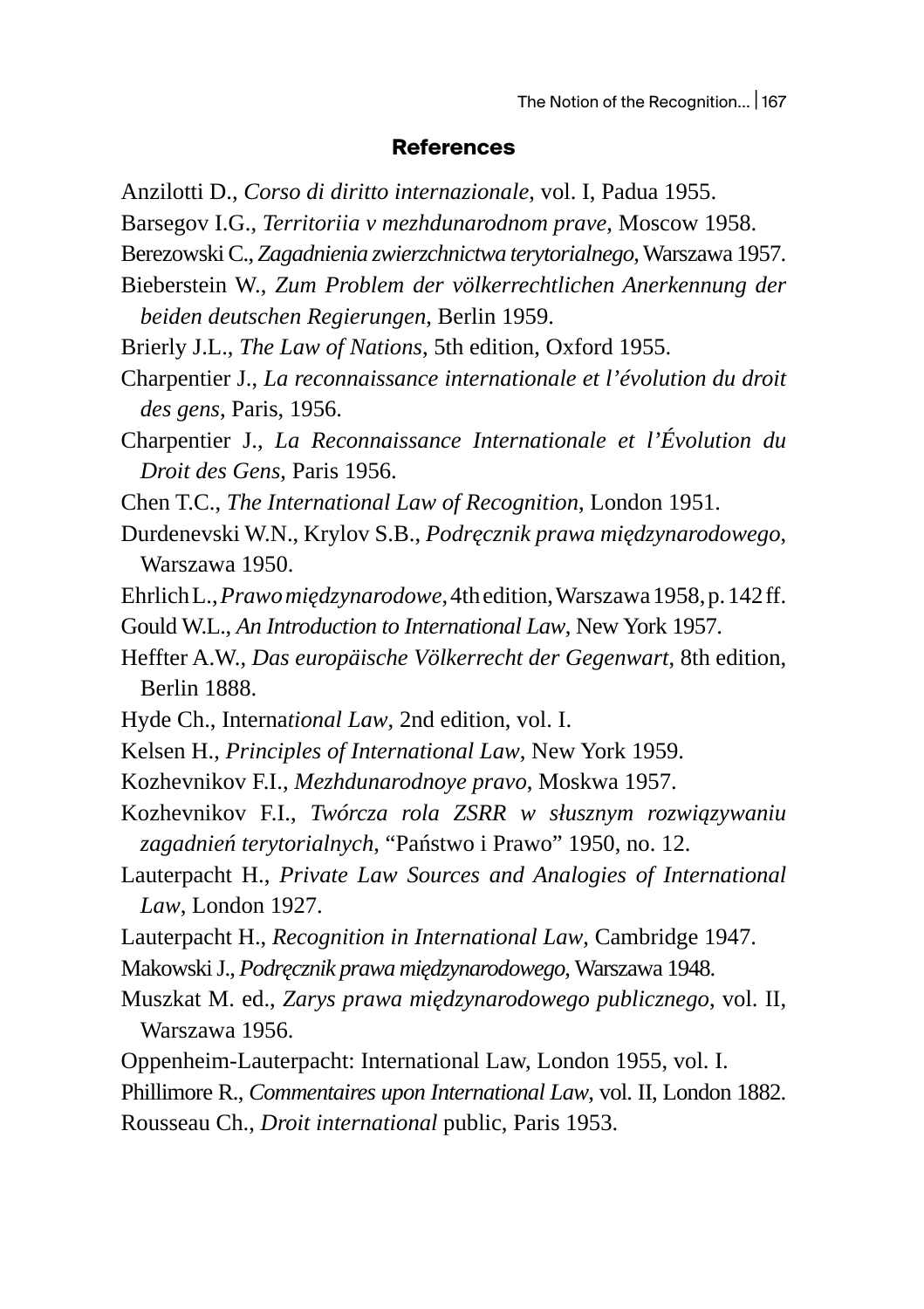## References

Anzilotti D., *Corso di diritto internazionale*, vol. I, Padua 1955.

Barsegov I.G., *Territoriia v mezhdunarodnom prave*, Moscow 1958.

Berezowski C., *Zagadnienia zwierzchnictwa terytorialnego*, Warszawa 1957.

Bieberstein W., *Zum Problem der völkerrechtlichen Anerkennung der beiden deutschen Regierungen*, Berlin 1959.

Brierly J.L., *The Law of Nations*, 5th edition, Oxford 1955.

Charpentier J., *La reconnaissance internationale et l'évolution du droit des gens*, Paris, 1956.

Charpentier J., *La Reconnaissance Internationale et l'Évolution du Droit des Gens*, Paris 1956.

Chen T.C., *The International Law of Recognition*, London 1951.

Durdenevski W.N., Krylov S.B., *Podręcznik prawa międzynarodowego*, Warszawa 1950.

Ehrlich L., *Prawo międzynarodowe*, 4th edition, Warszawa 1958, p. 142 ff.

Gould W.L., *An Introduction to International Law*, New York 1957.

Heffter A.W., *Das europäische Völkerrecht der Gegenwart*, 8th edition, Berlin 1888.

Hyde Ch., Interna*tional Law*, 2nd edition, vol. I.

Kelsen H., *Principles of International Law*, New York 1959.

Kozhevnikov F.I., *Mezhdunarodnoye pravo*, Moskwa 1957.

Kozhevnikov F.I., *Twórcza rola ZSRR w słusznym rozwiązywaniu zagadnień terytorialnych*, "Państwo i Prawo" 1950, no. 12.

Lauterpacht H., *Private Law Sources and Analogies of International Law*, London 1927.

Lauterpacht H., *Recognition in International Law*, Cambridge 1947.

Makowski J., *Podręcznik prawa międzynarodowego*, Warszawa 1948.

Muszkat M. ed., *Zarys prawa międzynarodowego publicznego*, vol. II, Warszawa 1956.

Oppenheim-Lauterpacht: International Law, London 1955, vol. I.

Phillimore R., *Commentaires upon International Law*, vol. II, London 1882.

Rousseau Ch., *Droit international* public, Paris 1953.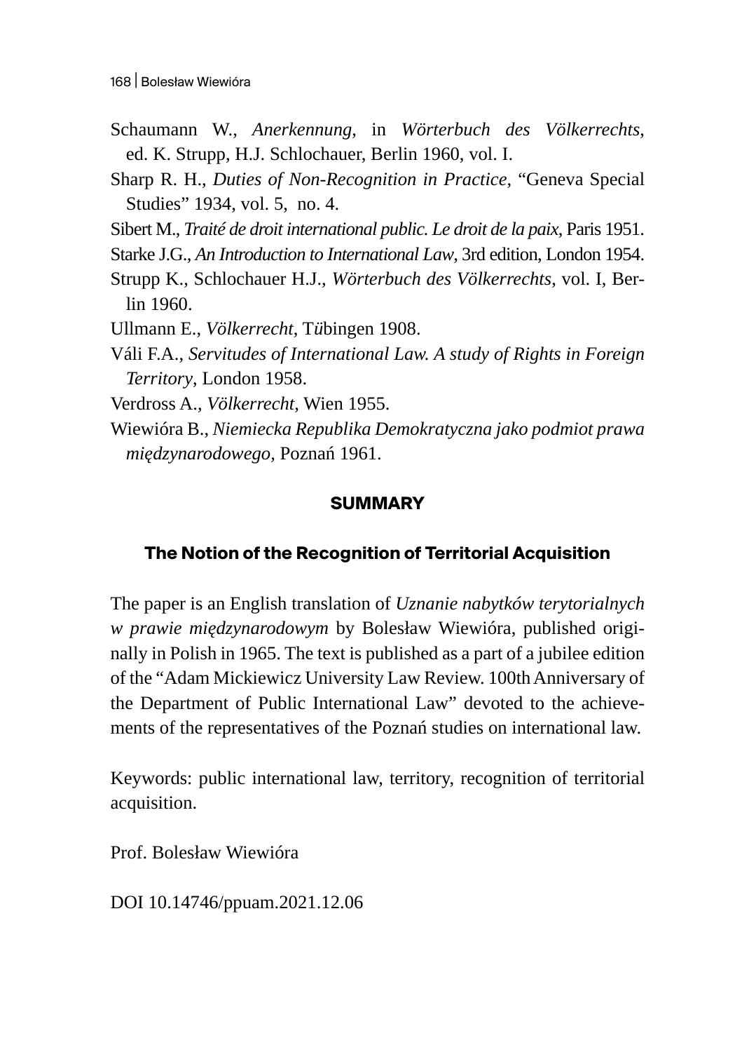Schaumann W., *Anerkennung*, in *Wörterbuch des Völkerrechts*, ed. K. Strupp, H.J. Schlochauer, Berlin 1960, vol. I.

Sharp R. H., *Duties of Non-Recognition in Practice*, "Geneva Special Studies" 1934, vol. 5, no. 4.

Sibert M., *Traité de droit international public. Le droit de la paix*, Paris 1951.

Starke J.G., *An Introduction to International Law*, 3rd edition, London 1954.

Strupp K., Schlochauer H.J., *Wörterbuch des Völkerrechts*, vol. I, Berlin 1960.

Ullmann E., *Völkerrecht*, Tübingen 1908.

Váli F.A., *Servitudes of International Law. A study of Rights in Foreign Territory*, London 1958.

Verdross A., *Völkerrecht*, Wien 1955.

Wiewióra B., *Niemiecka Republika Demokratyczna jako podmiot prawa międzynarodowego,* Poznań 1961.

## SUMMARY

### The Notion of the Recognition of Territorial Acquisition

The paper is an English translation of *Uznanie nabytków terytorialnych w prawie międzynarodowym* by Bolesław Wiewióra, published originally in Polish in 1965. The text is published as a part of a jubilee edition of the "Adam Mickiewicz University Law Review. 100th Anniversary of the Department of Public International Law" devoted to the achievements of the representatives of the Poznań studies on international law.

Keywords: public international law, territory, recognition of territorial acquisition.

Prof. Bolesław Wiewióra

DOI 10.14746/ppuam.2021.12.06